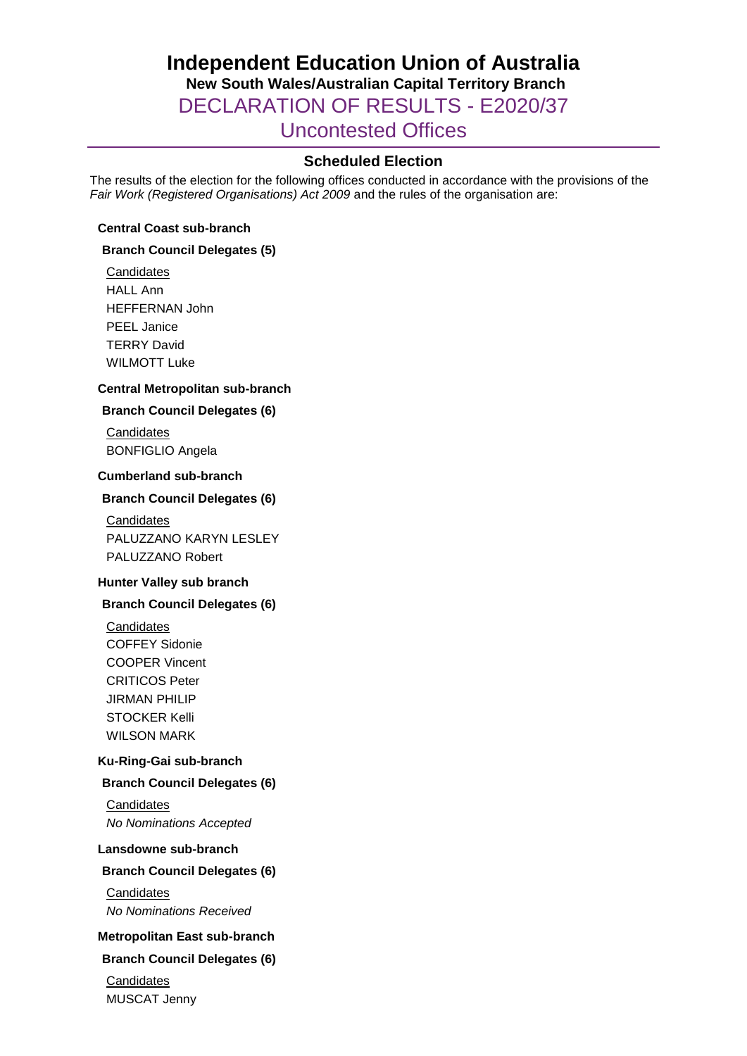# Independent Education Union of Australia

## New South Wales/Australian Capital Territory Branch

## DECLARATION OF RESULTS - E2020/37

## Uncontested Offices

### Scheduled Election

The results of the election for the following offices conducted in accordance with the provisions of the *Fair Work (Registered Organisations) Act 2009* and the rules of the organisation are:

**Central Coast sub-branch**

**Branch Council Delegates (5)**

Candidates

HALL Ann
HEFFERNAN John
PEEL Janice
TERRY David
WILMOTT Luke

**Central Metropolitan sub-branch**

**Branch Council Delegates (6)**

Candidates

BONFIGLIO Angela

**Cumberland sub-branch**

**Branch Council Delegates (6)**

Candidates

PALUZZANO KARYN LESLEY
PALUZZANO Robert

**Hunter Valley sub branch**

**Branch Council Delegates (6)**

Candidates

COFFEY Sidonie
COOPER Vincent
CRITICOS Peter
JIRMAN PHILIP
STOCKER Kelli
WILSON MARK

**Ku-Ring-Gai sub-branch**

**Branch Council Delegates (6)**

Candidates

*No Nominations Accepted*

**Lansdowne sub-branch**

**Branch Council Delegates (6)**

Candidates

*No Nominations Received*

**Metropolitan East sub-branch**

**Branch Council Delegates (6)**

Candidates

MUSCAT Jenny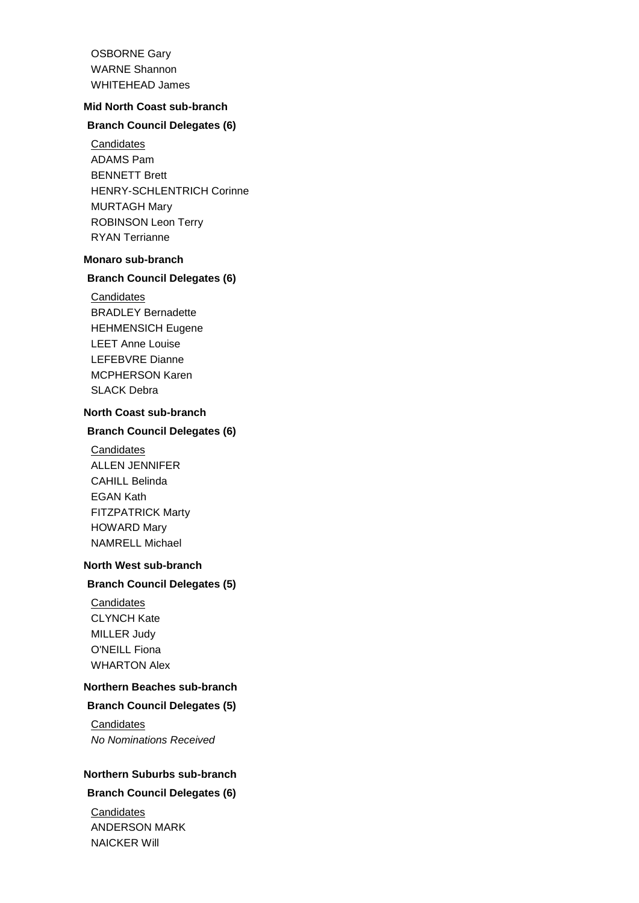OSBORNE Gary
WARNE Shannon
WHITEHEAD James

### Mid North Coast sub-branch

**Branch Council Delegates (6)**

Candidates
ADAMS Pam
BENNETT Brett
HENRY-SCHLENTRICH Corinne
MURTAGH Mary
ROBINSON Leon Terry
RYAN Terrianne

### Monaro sub-branch

**Branch Council Delegates (6)**

Candidates
BRADLEY Bernadette
HEHMENSICH Eugene
LEET Anne Louise
LEFEBVRE Dianne
MCPHERSON Karen
SLACK Debra

### North Coast sub-branch

**Branch Council Delegates (6)**

Candidates
ALLEN JENNIFER
CAHILL Belinda
EGAN Kath
FITZPATRICK Marty
HOWARD Mary
NAMRELL Michael

### North West sub-branch

**Branch Council Delegates (5)**

Candidates
CLYNCH Kate
MILLER Judy
O'NEILL Fiona
WHARTON Alex

### Northern Beaches sub-branch

**Branch Council Delegates (5)**

Candidates
*No Nominations Received*

### Northern Suburbs sub-branch

**Branch Council Delegates (6)**

Candidates
ANDERSON MARK
NAICKER Will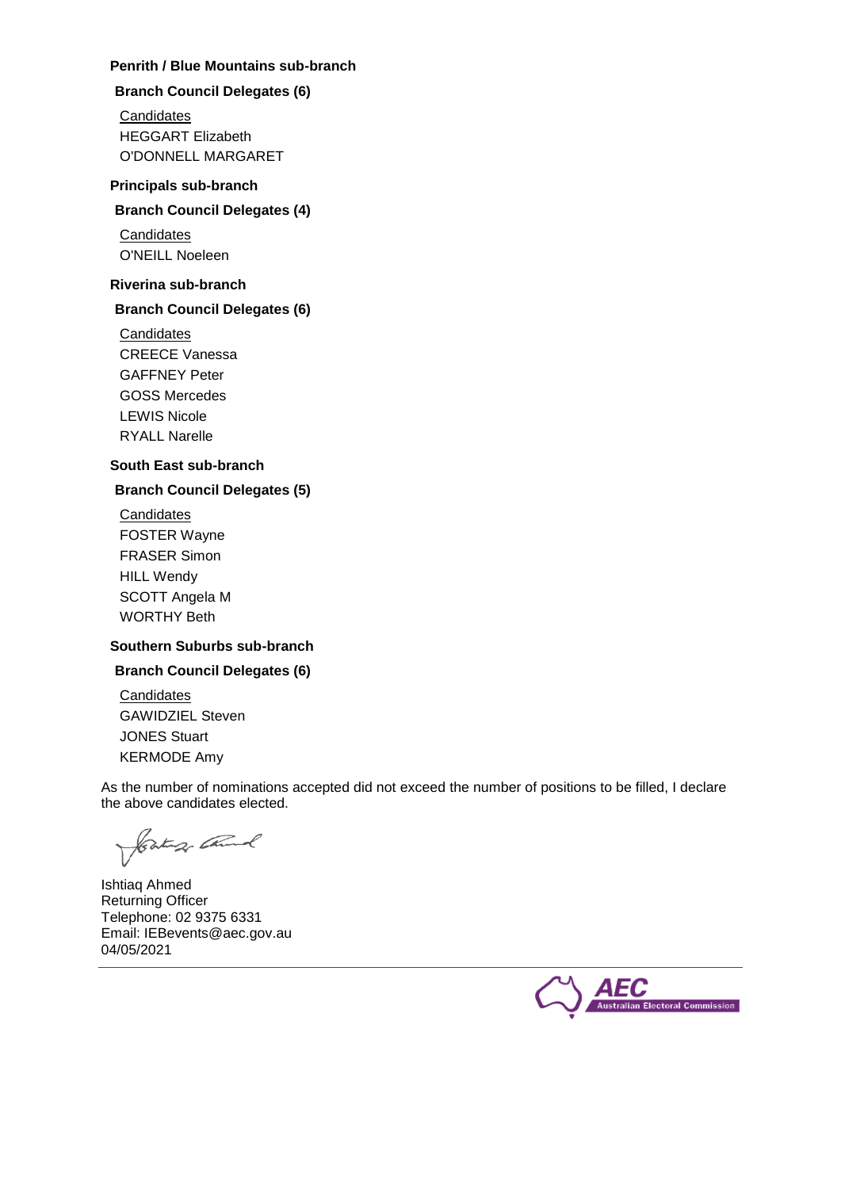### Penrith / Blue Mountains sub-branch

**Branch Council Delegates (6)**

Candidates
HEGGART Elizabeth
O'DONNELL MARGARET

### Principals sub-branch

**Branch Council Delegates (4)**

Candidates
O'NEILL Noeleen

### Riverina sub-branch

**Branch Council Delegates (6)**

Candidates
CREECE Vanessa
GAFFNEY Peter
GOSS Mercedes
LEWIS Nicole
RYALL Narelle

### South East sub-branch

**Branch Council Delegates (5)**

Candidates
FOSTER Wayne
FRASER Simon
HILL Wendy
SCOTT Angela M
WORTHY Beth

### Southern Suburbs sub-branch

**Branch Council Delegates (6)**

Candidates
GAWIDZIEL Steven
JONES Stuart
KERMODE Amy

As the number of nominations accepted did not exceed the number of positions to be filled, I declare the above candidates elected.

Ishtiaq Ahmed
Returning Officer
Telephone: 02 9375 6331
Email: IEBevents@aec.gov.au
04/05/2021